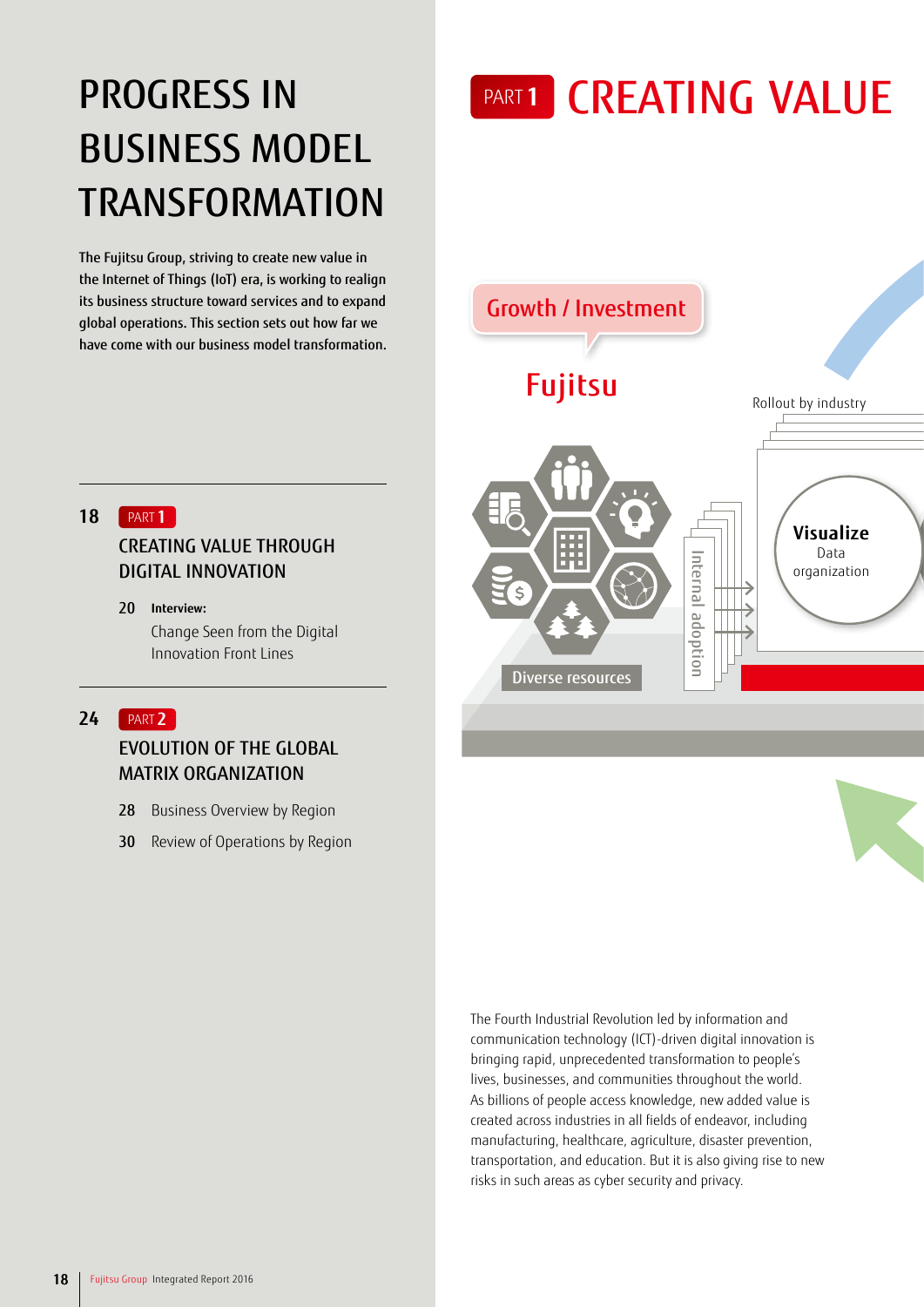# PROGRESS IN BUSINESS MODEL TRANSFORMATION

The Fujitsu Group, striving to create new value in the Internet of Things (IoT) era, is working to realign its business structure toward services and to expand global operations. This section sets out how far we have come with our business model transformation.

**18** PART **1**
CREATING VALUE THROUGH DIGITAL INNOVATION

- **20** **Interview:** Change Seen from the Digital Innovation Front Lines

**24** PART **2**
EVOLUTION OF THE GLOBAL MATRIX ORGANIZATION

- **28** Business Overview by Region
- **30** Review of Operations by Region

# PART 1 CREATING VALUE

Growth / Investment

Fujitsu

Rollout by industry

**Visualize**
Data organization

Internal adoption

Diverse resources

The Fourth Industrial Revolution led by information and communication technology (ICT)-driven digital innovation is bringing rapid, unprecedented transformation to people's lives, businesses, and communities throughout the world. As billions of people access knowledge, new added value is created across industries in all fields of endeavor, including manufacturing, healthcare, agriculture, disaster prevention, transportation, and education. But it is also giving rise to new risks in such areas as cyber security and privacy.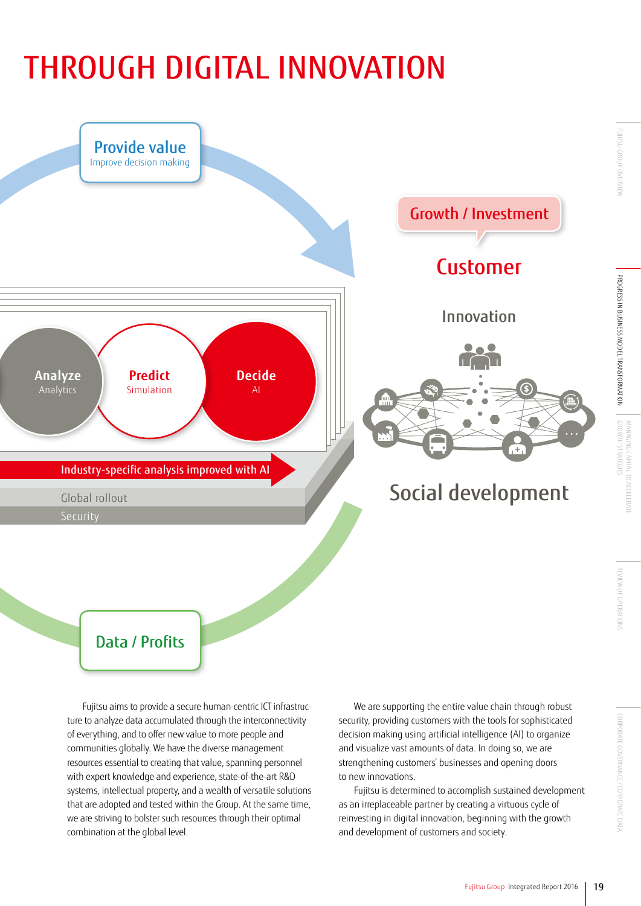# THROUGH DIGITAL INNOVATION

Provide value
Improve decision making

Growth / Investment

Customer

Innovation

Analyze
Analytics

Predict
Simulation

Decide
AI

Industry-specific analysis improved with AI

Global rollout

Security

Social development

Data / Profits

Fujitsu aims to provide a secure human-centric ICT infrastructure to analyze data accumulated through the interconnectivity of everything, and to offer new value to more people and communities globally. We have the diverse management resources essential to creating that value, spanning personnel with expert knowledge and experience, state-of-the-art R&D systems, intellectual property, and a wealth of versatile solutions that are adopted and tested within the Group. At the same time, we are striving to bolster such resources through their optimal combination at the global level.

We are supporting the entire value chain through robust security, providing customers with the tools for sophisticated decision making using artificial intelligence (AI) to organize and visualize vast amounts of data. In doing so, we are strengthening customers' businesses and opening doors to new innovations.

Fujitsu is determined to accomplish sustained development as an irreplaceable partner by creating a virtuous cycle of reinvesting in digital innovation, beginning with the growth and development of customers and society.